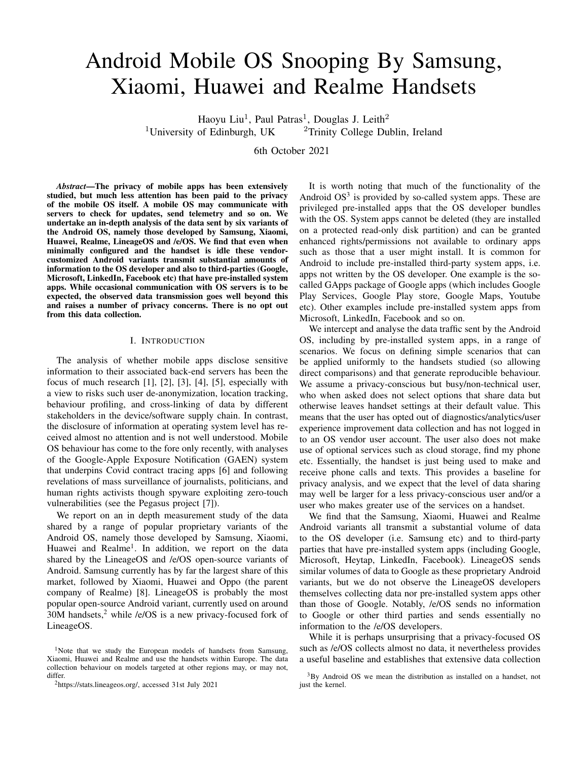# Android Mobile OS Snooping By Samsung, Xiaomi, Huawei and Realme Handsets

Haoyu Liu[1], Paul Patras[1], Douglas J. Leith[2]
[1]University of Edinburgh, UK [2]Trinity College Dublin, Ireland

6th October 2021

***Abstract*—The privacy of mobile apps has been extensively studied, but much less attention has been paid to the privacy of the mobile OS itself. A mobile OS may communicate with servers to check for updates, send telemetry and so on. We undertake an in-depth analysis of the data sent by six variants of the Android OS, namely those developed by Samsung, Xiaomi, Huawei, Realme, LineageOS and /e/OS. We find that even when minimally configured and the handset is idle these vendor-customized Android variants transmit substantial amounts of information to the OS developer and also to third-parties (Google, Microsoft, LinkedIn, Facebook etc) that have pre-installed system apps. While occasional communication with OS servers is to be expected, the observed data transmission goes well beyond this and raises a number of privacy concerns. There is no opt out from this data collection.**

## I. Introduction

The analysis of whether mobile apps disclose sensitive information to their associated back-end servers has been the focus of much research [1], [2], [3], [4], [5], especially with a view to risks such user de-anonymization, location tracking, behaviour profiling, and cross-linking of data by different stakeholders in the device/software supply chain. In contrast, the disclosure of information at operating system level has received almost no attention and is not well understood. Mobile OS behaviour has come to the fore only recently, with analyses of the Google-Apple Exposure Notification (GAEN) system that underpins Covid contract tracing apps [6] and following revelations of mass surveillance of journalists, politicians, and human rights activists though spyware exploiting zero-touch vulnerabilities (see the Pegasus project [7]).

We report on an in depth measurement study of the data shared by a range of popular proprietary variants of the Android OS, namely those developed by Samsung, Xiaomi, Huawei and Realme[1]. In addition, we report on the data shared by the LineageOS and /e/OS open-source variants of Android. Samsung currently has by far the largest share of this market, followed by Xiaomi, Huawei and Oppo (the parent company of Realme) [8]. LineageOS is probably the most popular open-source Android variant, currently used on around 30M handsets,[2] while /e/OS is a new privacy-focused fork of LineageOS.

It is worth noting that much of the functionality of the Android OS[3] is provided by so-called system apps. These are privileged pre-installed apps that the OS developer bundles with the OS. System apps cannot be deleted (they are installed on a protected read-only disk partition) and can be granted enhanced rights/permissions not available to ordinary apps such as those that a user might install. It is common for Android to include pre-installed third-party system apps, i.e. apps not written by the OS developer. One example is the so-called GApps package of Google apps (which includes Google Play Services, Google Play store, Google Maps, Youtube etc). Other examples include pre-installed system apps from Microsoft, LinkedIn, Facebook and so on.

We intercept and analyse the data traffic sent by the Android OS, including by pre-installed system apps, in a range of scenarios. We focus on defining simple scenarios that can be applied uniformly to the handsets studied (so allowing direct comparisons) and that generate reproducible behaviour. We assume a privacy-conscious but busy/non-technical user, who when asked does not select options that share data but otherwise leaves handset settings at their default value. This means that the user has opted out of diagnostics/analytics/user experience improvement data collection and has not logged in to an OS vendor account. The user also does not make use of optional services such as cloud storage, find my phone etc. Essentially, the handset is just being used to make and receive phone calls and texts. This provides a baseline for privacy analysis, and we expect that the level of data sharing may well be larger for a less privacy-conscious user and/or a user who makes greater use of the services on a handset.

We find that the Samsung, Xiaomi, Huawei and Realme Android variants all transmit a substantial volume of data to the OS developer (i.e. Samsung etc) and to third-party parties that have pre-installed system apps (including Google, Microsoft, Heytap, LinkedIn, Facebook). LineageOS sends similar volumes of data to Google as these proprietary Android variants, but we do not observe the LineageOS developers themselves collecting data nor pre-installed system apps other than those of Google. Notably, /e/OS sends no information to Google or other third parties and sends essentially no information to the /e/OS developers.

While it is perhaps unsurprising that a privacy-focused OS such as /e/OS collects almost no data, it nevertheless provides a useful baseline and establishes that extensive data collection

[1]Note that we study the European models of handsets from Samsung, Xiaomi, Huawei and Realme and use the handsets within Europe. The data collection behaviour on models targeted at other regions may, or may not, differ.

[2]https://stats.lineageos.org/, accessed 31st July 2021

[3]By Android OS we mean the distribution as installed on a handset, not just the kernel.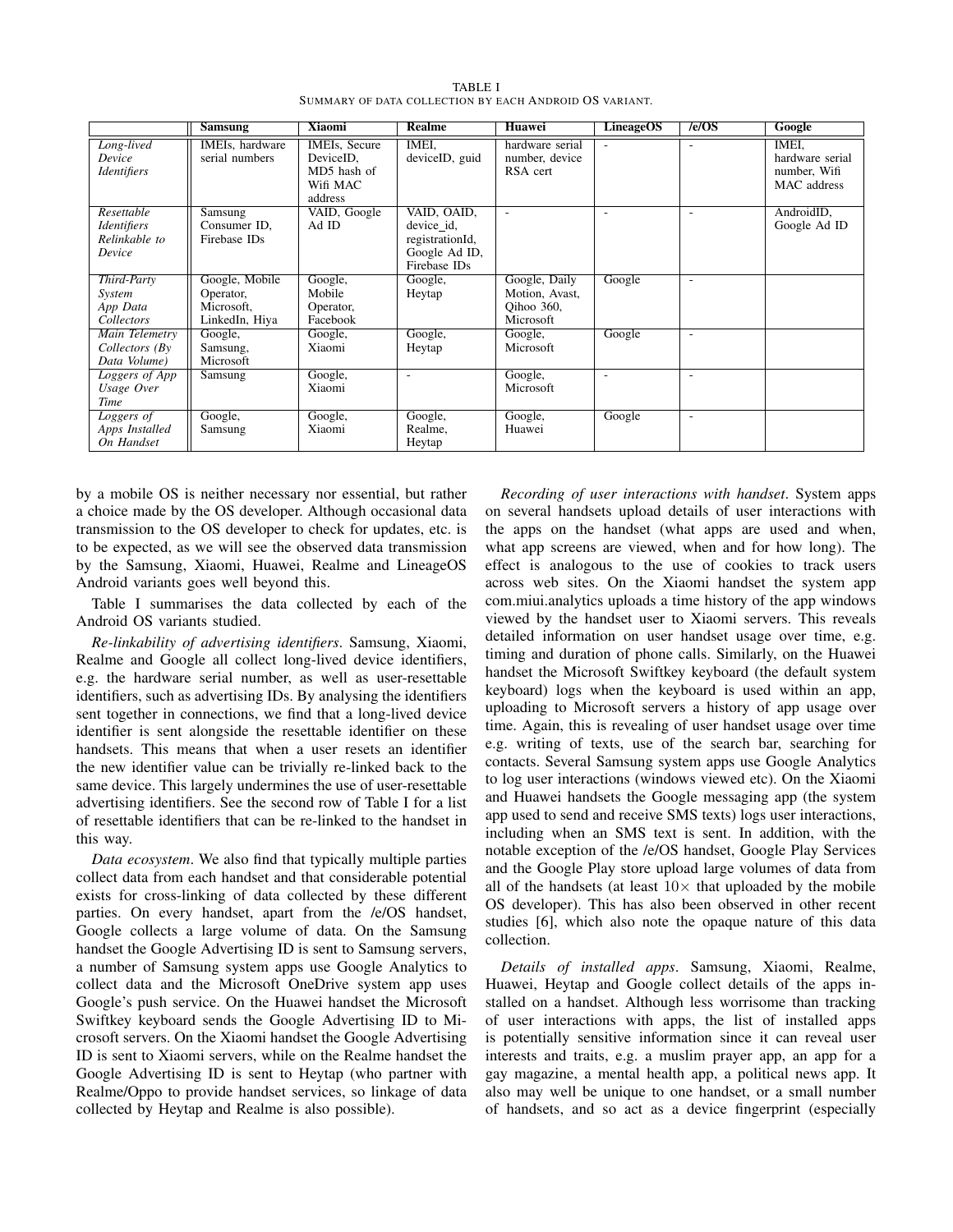TABLE I
SUMMARY OF DATA COLLECTION BY EACH ANDROID OS VARIANT.

| | Samsung | Xiaomi | Realme | Huawei | LineageOS | /e/OS | Google |
|---|---|---|---|---|---|---|---|
| *Long-lived Device Identifiers* | IMEIs, hardware serial numbers | IMEIs, Secure DeviceID, MD5 hash of Wifi MAC address | IMEI, deviceID, guid | hardware serial number, device RSA cert | - | - | IMEI, hardware serial number, Wifi MAC address |
| *Resettable Identifiers Relinkable to Device* | Samsung Consumer ID, Firebase IDs | VAID, Google Ad ID | VAID, OAID, device_id, registrationId, Google Ad ID, Firebase IDs | - | - | - | AndroidID, Google Ad ID |
| *Third-Party System App Data Collectors* | Google, Mobile Operator, Microsoft, LinkedIn, Hiya | Google, Mobile Operator, Facebook | Google, Heytap | Google, Daily Motion, Avast, Qihoo 360, Microsoft | Google | - | |
| *Main Telemetry Collectors (By Data Volume)* | Google, Samsung, Microsoft | Google, Xiaomi | Google, Heytap | Google, Microsoft | Google | - | |
| *Loggers of App Usage Over Time* | Samsung | Google, Xiaomi | - | Google, Microsoft | - | - | |
| *Loggers of Apps Installed On Handset* | Google, Samsung | Google, Xiaomi | Google, Realme, Heytap | Google, Huawei | Google | - | |

by a mobile OS is neither necessary nor essential, but rather a choice made by the OS developer. Although occasional data transmission to the OS developer to check for updates, etc. is to be expected, as we will see the observed data transmission by the Samsung, Xiaomi, Huawei, Realme and LineageOS Android variants goes well beyond this.

Table I summarises the data collected by each of the Android OS variants studied.

*Re-linkability of advertising identifiers*. Samsung, Xiaomi, Realme and Google all collect long-lived device identifiers, e.g. the hardware serial number, as well as user-resettable identifiers, such as advertising IDs. By analysing the identifiers sent together in connections, we find that a long-lived device identifier is sent alongside the resettable identifier on these handsets. This means that when a user resets an identifier the new identifier value can be trivially re-linked back to the same device. This largely undermines the use of user-resettable advertising identifiers. See the second row of Table I for a list of resettable identifiers that can be re-linked to the handset in this way.

*Data ecosystem*. We also find that typically multiple parties collect data from each handset and that considerable potential exists for cross-linking of data collected by these different parties. On every handset, apart from the /e/OS handset, Google collects a large volume of data. On the Samsung handset the Google Advertising ID is sent to Samsung servers, a number of Samsung system apps use Google Analytics to collect data and the Microsoft OneDrive system app uses Google's push service. On the Huawei handset the Microsoft Swiftkey keyboard sends the Google Advertising ID to Microsoft servers. On the Xiaomi handset the Google Advertising ID is sent to Xiaomi servers, while on the Realme handset the Google Advertising ID is sent to Heytap (who partner with Realme/Oppo to provide handset services, so linkage of data collected by Heytap and Realme is also possible).

*Recording of user interactions with handset*. System apps on several handsets upload details of user interactions with the apps on the handset (what apps are used and when, what app screens are viewed, when and for how long). The effect is analogous to the use of cookies to track users across web sites. On the Xiaomi handset the system app com.miui.analytics uploads a time history of the app windows viewed by the handset user to Xiaomi servers. This reveals detailed information on user handset usage over time, e.g. timing and duration of phone calls. Similarly, on the Huawei handset the Microsoft Swiftkey keyboard (the default system keyboard) logs when the keyboard is used within an app, uploading to Microsoft servers a history of app usage over time. Again, this is revealing of user handset usage over time e.g. writing of texts, use of the search bar, searching for contacts. Several Samsung system apps use Google Analytics to log user interactions (windows viewed etc). On the Xiaomi and Huawei handsets the Google messaging app (the system app used to send and receive SMS texts) logs user interactions, including when an SMS text is sent. In addition, with the notable exception of the /e/OS handset, Google Play Services and the Google Play store upload large volumes of data from all of the handsets (at least $10\times$ that uploaded by the mobile OS developer). This has also been observed in other recent studies [6], which also note the opaque nature of this data collection.

*Details of installed apps*. Samsung, Xiaomi, Realme, Huawei, Heytap and Google collect details of the apps installed on a handset. Although less worrisome than tracking of user interactions with apps, the list of installed apps is potentially sensitive information since it can reveal user interests and traits, e.g. a muslim prayer app, an app for a gay magazine, a mental health app, a political news app. It also may well be unique to one handset, or a small number of handsets, and so act as a device fingerprint (especially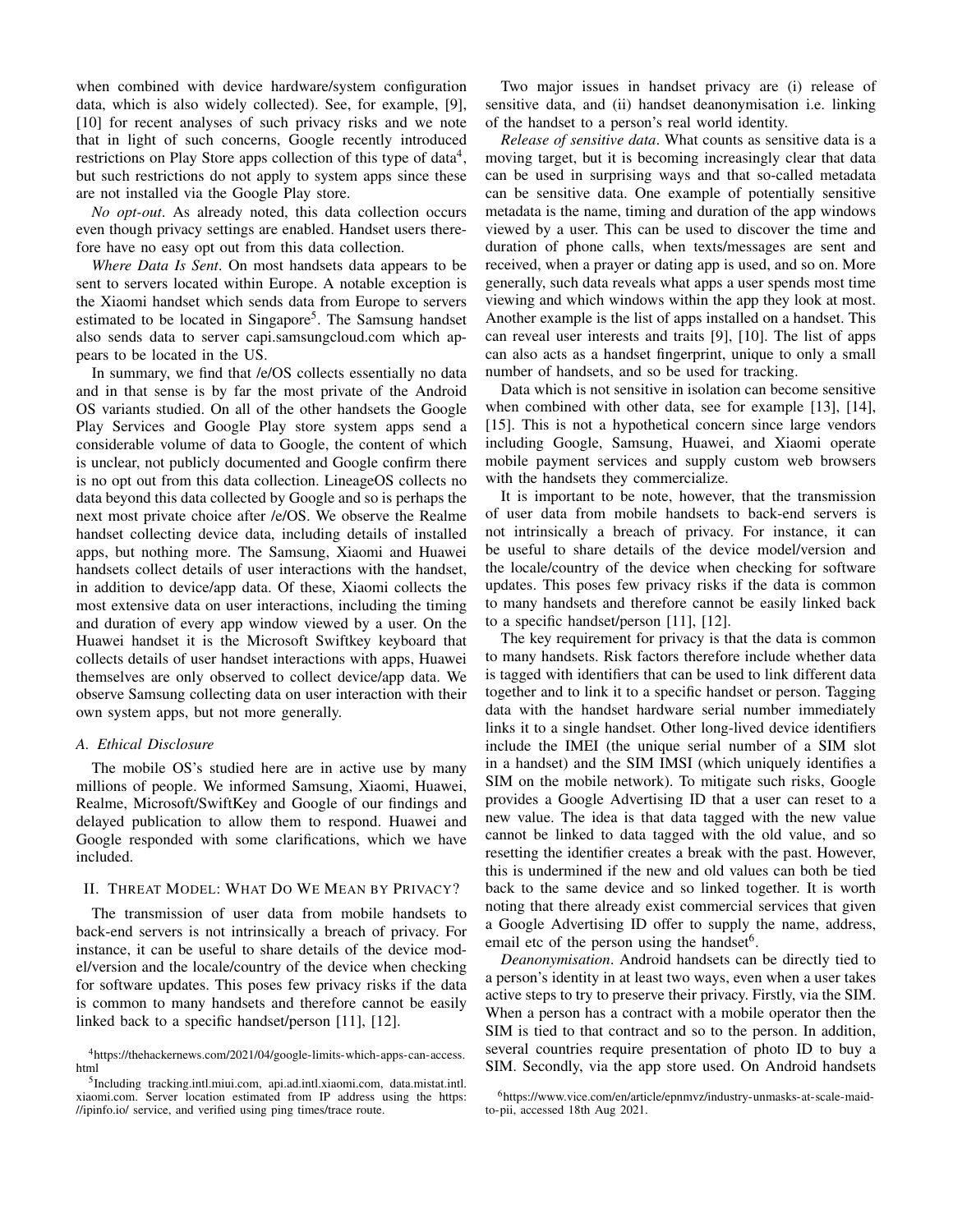when combined with device hardware/system configuration data, which is also widely collected). See, for example, [9], [10] for recent analyses of such privacy risks and we note that in light of such concerns, Google recently introduced restrictions on Play Store apps collection of this type of data[4], but such restrictions do not apply to system apps since these are not installed via the Google Play store.

*No opt-out*. As already noted, this data collection occurs even though privacy settings are enabled. Handset users therefore have no easy opt out from this data collection.

*Where Data Is Sent*. On most handsets data appears to be sent to servers located within Europe. A notable exception is the Xiaomi handset which sends data from Europe to servers estimated to be located in Singapore[5]. The Samsung handset also sends data to server capi.samsungcloud.com which appears to be located in the US.

In summary, we find that /e/OS collects essentially no data and in that sense is by far the most private of the Android OS variants studied. On all of the other handsets the Google Play Services and Google Play store system apps send a considerable volume of data to Google, the content of which is unclear, not publicly documented and Google confirm there is no opt out from this data collection. LineageOS collects no data beyond this data collected by Google and so is perhaps the next most private choice after /e/OS. We observe the Realme handset collecting device data, including details of installed apps, but nothing more. The Samsung, Xiaomi and Huawei handsets collect details of user interactions with the handset, in addition to device/app data. Of these, Xiaomi collects the most extensive data on user interactions, including the timing and duration of every app window viewed by a user. On the Huawei handset it is the Microsoft Swiftkey keyboard that collects details of user handset interactions with apps, Huawei themselves are only observed to collect device/app data. We observe Samsung collecting data on user interaction with their own system apps, but not more generally.

### A. Ethical Disclosure

The mobile OS's studied here are in active use by many millions of people. We informed Samsung, Xiaomi, Huawei, Realme, Microsoft/SwiftKey and Google of our findings and delayed publication to allow them to respond. Huawei and Google responded with some clarifications, which we have included.

## II. Threat Model: What Do We Mean by Privacy?

The transmission of user data from mobile handsets to back-end servers is not intrinsically a breach of privacy. For instance, it can be useful to share details of the device model/version and the locale/country of the device when checking for software updates. This poses few privacy risks if the data is common to many handsets and therefore cannot be easily linked back to a specific handset/person [11], [12].

Two major issues in handset privacy are (i) release of sensitive data, and (ii) handset deanonymisation i.e. linking of the handset to a person's real world identity.

*Release of sensitive data*. What counts as sensitive data is a moving target, but it is becoming increasingly clear that data can be used in surprising ways and that so-called metadata can be sensitive data. One example of potentially sensitive metadata is the name, timing and duration of the app windows viewed by a user. This can be used to discover the time and duration of phone calls, when texts/messages are sent and received, when a prayer or dating app is used, and so on. More generally, such data reveals what apps a user spends most time viewing and which windows within the app they look at most. Another example is the list of apps installed on a handset. This can reveal user interests and traits [9], [10]. The list of apps can also acts as a handset fingerprint, unique to only a small number of handsets, and so be used for tracking.

Data which is not sensitive in isolation can become sensitive when combined with other data, see for example [13], [14], [15]. This is not a hypothetical concern since large vendors including Google, Samsung, Huawei, and Xiaomi operate mobile payment services and supply custom web browsers with the handsets they commercialize.

It is important to be note, however, that the transmission of user data from mobile handsets to back-end servers is not intrinsically a breach of privacy. For instance, it can be useful to share details of the device model/version and the locale/country of the device when checking for software updates. This poses few privacy risks if the data is common to many handsets and therefore cannot be easily linked back to a specific handset/person [11], [12].

The key requirement for privacy is that the data is common to many handsets. Risk factors therefore include whether data is tagged with identifiers that can be used to link different data together and to link it to a specific handset or person. Tagging data with the handset hardware serial number immediately links it to a single handset. Other long-lived device identifiers include the IMEI (the unique serial number of a SIM slot in a handset) and the SIM IMSI (which uniquely identifies a SIM on the mobile network). To mitigate such risks, Google provides a Google Advertising ID that a user can reset to a new value. The idea is that data tagged with the new value cannot be linked to data tagged with the old value, and so resetting the identifier creates a break with the past. However, this is undermined if the new and old values can both be tied back to the same device and so linked together. It is worth noting that there already exist commercial services that given a Google Advertising ID offer to supply the name, address, email etc of the person using the handset[6].

*Deanonymisation*. Android handsets can be directly tied to a person's identity in at least two ways, even when a user takes active steps to try to preserve their privacy. Firstly, via the SIM. When a person has a contract with a mobile operator then the SIM is tied to that contract and so to the person. In addition, several countries require presentation of photo ID to buy a SIM. Secondly, via the app store used. On Android handsets

[4] https://thehackernews.com/2021/04/google-limits-which-apps-can-access.html

[5] Including tracking.intl.miui.com, api.ad.intl.xiaomi.com, data.mistat.intl.xiaomi.com. Server location estimated from IP address using the https://ipinfo.io/ service, and verified using ping times/trace route.

[6] https://www.vice.com/en/article/epnmvz/industry-unmasks-at-scale-maid-to-pii, accessed 18th Aug 2021.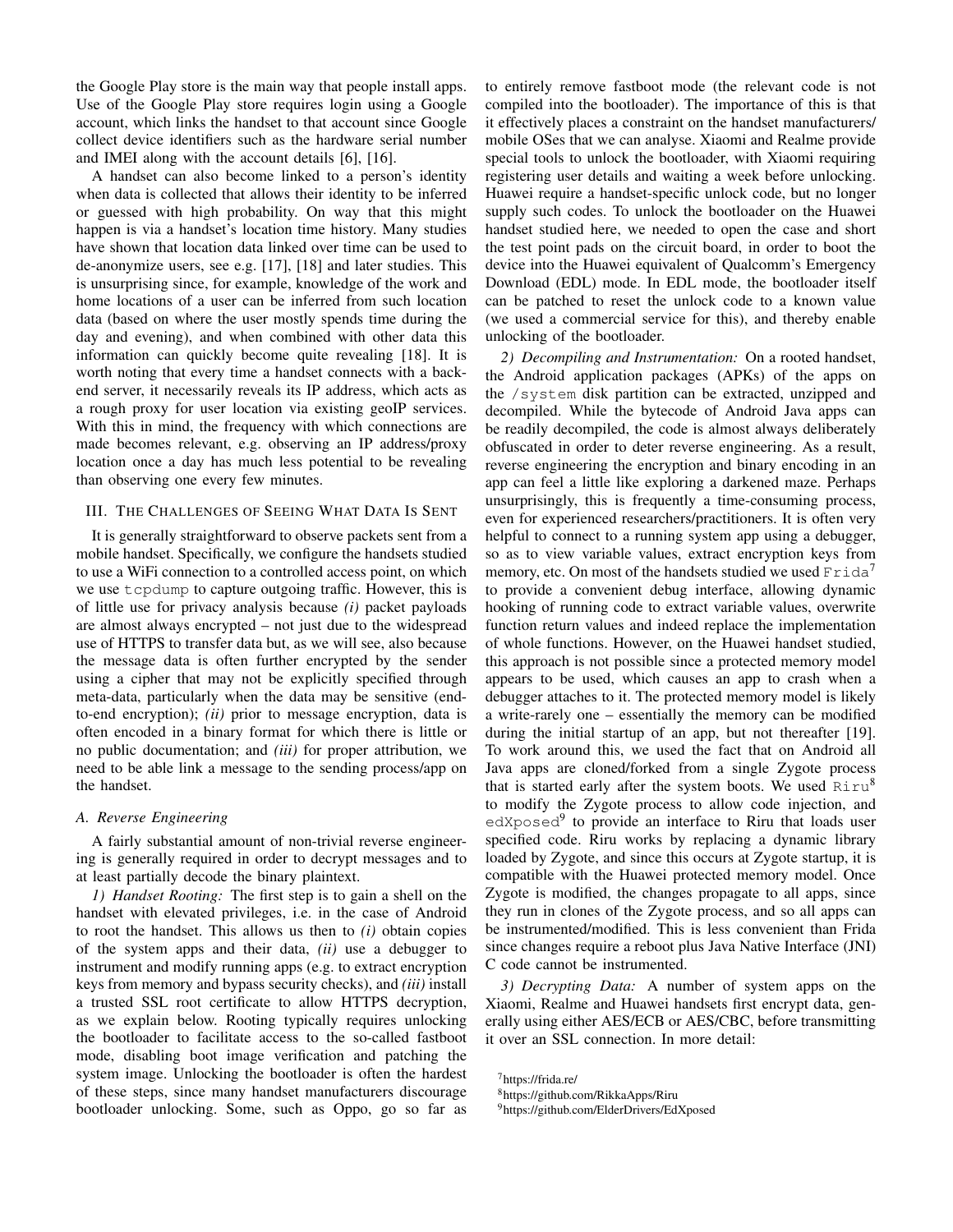the Google Play store is the main way that people install apps. Use of the Google Play store requires login using a Google account, which links the handset to that account since Google collect device identifiers such as the hardware serial number and IMEI along with the account details [6], [16].

A handset can also become linked to a person's identity when data is collected that allows their identity to be inferred or guessed with high probability. On way that this might happen is via a handset's location time history. Many studies have shown that location data linked over time can be used to de-anonymize users, see e.g. [17], [18] and later studies. This is unsurprising since, for example, knowledge of the work and home locations of a user can be inferred from such location data (based on where the user mostly spends time during the day and evening), and when combined with other data this information can quickly become quite revealing [18]. It is worth noting that every time a handset connects with a back-end server, it necessarily reveals its IP address, which acts as a rough proxy for user location via existing geoIP services. With this in mind, the frequency with which connections are made becomes relevant, e.g. observing an IP address/proxy location once a day has much less potential to be revealing than observing one every few minutes.

## III. The Challenges of Seeing What Data Is Sent

It is generally straightforward to observe packets sent from a mobile handset. Specifically, we configure the handsets studied to use a WiFi connection to a controlled access point, on which we use `tcpdump` to capture outgoing traffic. However, this is of little use for privacy analysis because *(i)* packet payloads are almost always encrypted – not just due to the widespread use of HTTPS to transfer data but, as we will see, also because the message data is often further encrypted by the sender using a cipher that may not be explicitly specified through meta-data, particularly when the data may be sensitive (end-to-end encryption); *(ii)* prior to message encryption, data is often encoded in a binary format for which there is little or no public documentation; and *(iii)* for proper attribution, we need to be able link a message to the sending process/app on the handset.

### A. Reverse Engineering

A fairly substantial amount of non-trivial reverse engineering is generally required in order to decrypt messages and to at least partially decode the binary plaintext.

*1) Handset Rooting:* The first step is to gain a shell on the handset with elevated privileges, i.e. in the case of Android to root the handset. This allows us then to *(i)* obtain copies of the system apps and their data, *(ii)* use a debugger to instrument and modify running apps (e.g. to extract encryption keys from memory and bypass security checks), and *(iii)* install a trusted SSL root certificate to allow HTTPS decryption, as we explain below. Rooting typically requires unlocking the bootloader to facilitate access to the so-called fastboot mode, disabling boot image verification and patching the system image. Unlocking the bootloader is often the hardest of these steps, since many handset manufacturers discourage bootloader unlocking. Some, such as Oppo, go so far as to entirely remove fastboot mode (the relevant code is not compiled into the bootloader). The importance of this is that it effectively places a constraint on the handset manufacturers/ mobile OSes that we can analyse. Xiaomi and Realme provide special tools to unlock the bootloader, with Xiaomi requiring registering user details and waiting a week before unlocking. Huawei require a handset-specific unlock code, but no longer supply such codes. To unlock the bootloader on the Huawei handset studied here, we needed to open the case and short the test point pads on the circuit board, in order to boot the device into the Huawei equivalent of Qualcomm's Emergency Download (EDL) mode. In EDL mode, the bootloader itself can be patched to reset the unlock code to a known value (we used a commercial service for this), and thereby enable unlocking of the bootloader.

*2) Decompiling and Instrumentation:* On a rooted handset, the Android application packages (APKs) of the apps on the `/system` disk partition can be extracted, unzipped and decompiled. While the bytecode of Android Java apps can be readily decompiled, the code is almost always deliberately obfuscated in order to deter reverse engineering. As a result, reverse engineering the encryption and binary encoding in an app can feel a little like exploring a darkened maze. Perhaps unsurprisingly, this is frequently a time-consuming process, even for experienced researchers/practitioners. It is often very helpful to connect to a running system app using a debugger, so as to view variable values, extract encryption keys from memory, etc. On most of the handsets studied we used `Frida`[7] to provide a convenient debug interface, allowing dynamic hooking of running code to extract variable values, overwrite function return values and indeed replace the implementation of whole functions. However, on the Huawei handset studied, this approach is not possible since a protected memory model appears to be used, which causes an app to crash when a debugger attaches to it. The protected memory model is likely a write-rarely one – essentially the memory can be modified during the initial startup of an app, but not thereafter [19]. To work around this, we used the fact that on Android all Java apps are cloned/forked from a single Zygote process that is started early after the system boots. We used `Riru`[8] to modify the Zygote process to allow code injection, and `edXposed`[9] to provide an interface to Riru that loads user specified code. Riru works by replacing a dynamic library loaded by Zygote, and since this occurs at Zygote startup, it is compatible with the Huawei protected memory model. Once Zygote is modified, the changes propagate to all apps, since they run in clones of the Zygote process, and so all apps can be instrumented/modified. This is less convenient than Frida since changes require a reboot plus Java Native Interface (JNI) C code cannot be instrumented.

*3) Decrypting Data:* A number of system apps on the Xiaomi, Realme and Huawei handsets first encrypt data, generally using either AES/ECB or AES/CBC, before transmitting it over an SSL connection. In more detail:

[7] https://frida.re/

[8] https://github.com/RikkaApps/Riru

[9] https://github.com/ElderDrivers/EdXposed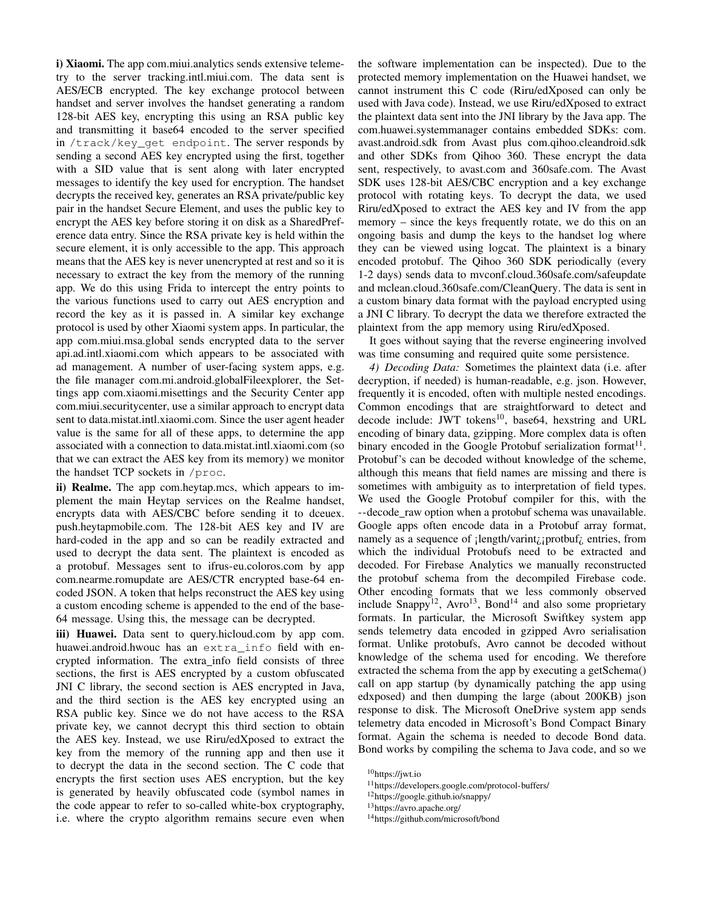**i) Xiaomi.** The app com.miui.analytics sends extensive telemetry to the server tracking.intl.miui.com. The data sent is AES/ECB encrypted. The key exchange protocol between handset and server involves the handset generating a random 128-bit AES key, encrypting this using an RSA public key and transmitting it base64 encoded to the server specified in `/track/key_get endpoint`. The server responds by sending a second AES key encrypted using the first, together with a SID value that is sent along with later encrypted messages to identify the key used for encryption. The handset decrypts the received key, generates an RSA private/public key pair in the handset Secure Element, and uses the public key to encrypt the AES key before storing it on disk as a SharedPreference data entry. Since the RSA private key is held within the secure element, it is only accessible to the app. This approach means that the AES key is never unencrypted at rest and so it is necessary to extract the key from the memory of the running app. We do this using Frida to intercept the entry points to the various functions used to carry out AES encryption and record the key as it is passed in. A similar key exchange protocol is used by other Xiaomi system apps. In particular, the app com.miui.msa.global sends encrypted data to the server api.ad.intl.xiaomi.com which appears to be associated with ad management. A number of user-facing system apps, e.g. the file manager com.mi.android.globalFileexplorer, the Settings app com.xiaomi.misettings and the Security Center app com.miui.securitycenter, use a similar approach to encrypt data sent to data.mistat.intl.xiaomi.com. Since the user agent header value is the same for all of these apps, to determine the app associated with a connection to data.mistat.intl.xiaomi.com (so that we can extract the AES key from its memory) we monitor the handset TCP sockets in `/proc`.

**ii) Realme.** The app com.heytap.mcs, which appears to implement the main Heytap services on the Realme handset, encrypts data with AES/CBC before sending it to dceuex.push.heytapmobile.com. The 128-bit AES key and IV are hard-coded in the app and so can be readily extracted and used to decrypt the data sent. The plaintext is encoded as a protobuf. Messages sent to ifrus-eu.coloros.com by app com.nearme.romupdate are AES/CTR encrypted base-64 encoded JSON. A token that helps reconstruct the AES key using a custom encoding scheme is appended to the end of the base-64 message. Using this, the message can be decrypted.

**iii) Huawei.** Data sent to query.hicloud.com by app com.huawei.android.hwouc has an `extra_info` field with encrypted information. The extra_info field consists of three sections, the first is AES encrypted by a custom obfuscated JNI C library, the second section is AES encrypted in Java, and the third section is the AES key encrypted using an RSA public key. Since we do not have access to the RSA private key, we cannot decrypt this third section to obtain the AES key. Instead, we use Riru/edXposed to extract the key from the memory of the running app and then use it to decrypt the data in the second section. The C code that encrypts the first section uses AES encryption, but the key is generated by heavily obfuscated code (symbol names in the code appear to refer to so-called white-box cryptography, i.e. where the crypto algorithm remains secure even when the software implementation can be inspected). Due to the protected memory implementation on the Huawei handset, we cannot instrument this C code (Riru/edXposed can only be used with Java code). Instead, we use Riru/edXposed to extract the plaintext data sent into the JNI library by the Java app. The com.huawei.systemmanager contains embedded SDKs: com.avast.android.sdk from Avast plus com.qihoo.cleandroid.sdk and other SDKs from Qihoo 360. These encrypt the data sent, respectively, to avast.com and 360safe.com. The Avast SDK uses 128-bit AES/CBC encryption and a key exchange protocol with rotating keys. To decrypt the data, we used Riru/edXposed to extract the AES key and IV from the app memory – since the keys frequently rotate, we do this on an ongoing basis and dump the keys to the handset log where they can be viewed using logcat. The plaintext is a binary encoded protobuf. The Qihoo 360 SDK periodically (every 1-2 days) sends data to mvconf.cloud.360safe.com/safeupdate and mclean.cloud.360safe.com/CleanQuery. The data is sent in a custom binary data format with the payload encrypted using a JNI C library. To decrypt the data we therefore extracted the plaintext from the app memory using Riru/edXposed.

It goes without saying that the reverse engineering involved was time consuming and required quite some persistence.

*4) Decoding Data:* Sometimes the plaintext data (i.e. after decryption, if needed) is human-readable, e.g. json. However, frequently it is encoded, often with multiple nested encodings. Common encodings that are straightforward to detect and decode include: JWT tokens[10], base64, hexstring and URL encoding of binary data, gzipping. More complex data is often binary encoded in the Google Protobuf serialization format[11]. Protobuf's can be decoded without knowledge of the scheme, although this means that field names are missing and there is sometimes with ambiguity as to interpretation of field types. We used the Google Protobuf compiler for this, with the --decode_raw option when a protobuf schema was unavailable. Google apps often encode data in a Protobuf array format, namely as a sequence of ¡length/varint¿¡protbuf¿ entries, from which the individual Protobufs need to be extracted and decoded. For Firebase Analytics we manually reconstructed the protobuf schema from the decompiled Firebase code. Other encoding formats that we less commonly observed include Snappy[12], Avro[13], Bond[14] and also some proprietary formats. In particular, the Microsoft Swiftkey system app sends telemetry data encoded in gzipped Avro serialisation format. Unlike protobufs, Avro cannot be decoded without knowledge of the schema used for encoding. We therefore extracted the schema from the app by executing a getSchema() call on app startup (by dynamically patching the app using edxposed) and then dumping the large (about 200KB) json response to disk. The Microsoft OneDrive system app sends telemetry data encoded in Microsoft's Bond Compact Binary format. Again the schema is needed to decode Bond data. Bond works by compiling the schema to Java code, and so we

[10]https://jwt.io

[11]https://developers.google.com/protocol-buffers/

[12]https://google.github.io/snappy/

[13]https://avro.apache.org/

[14]https://github.com/microsoft/bond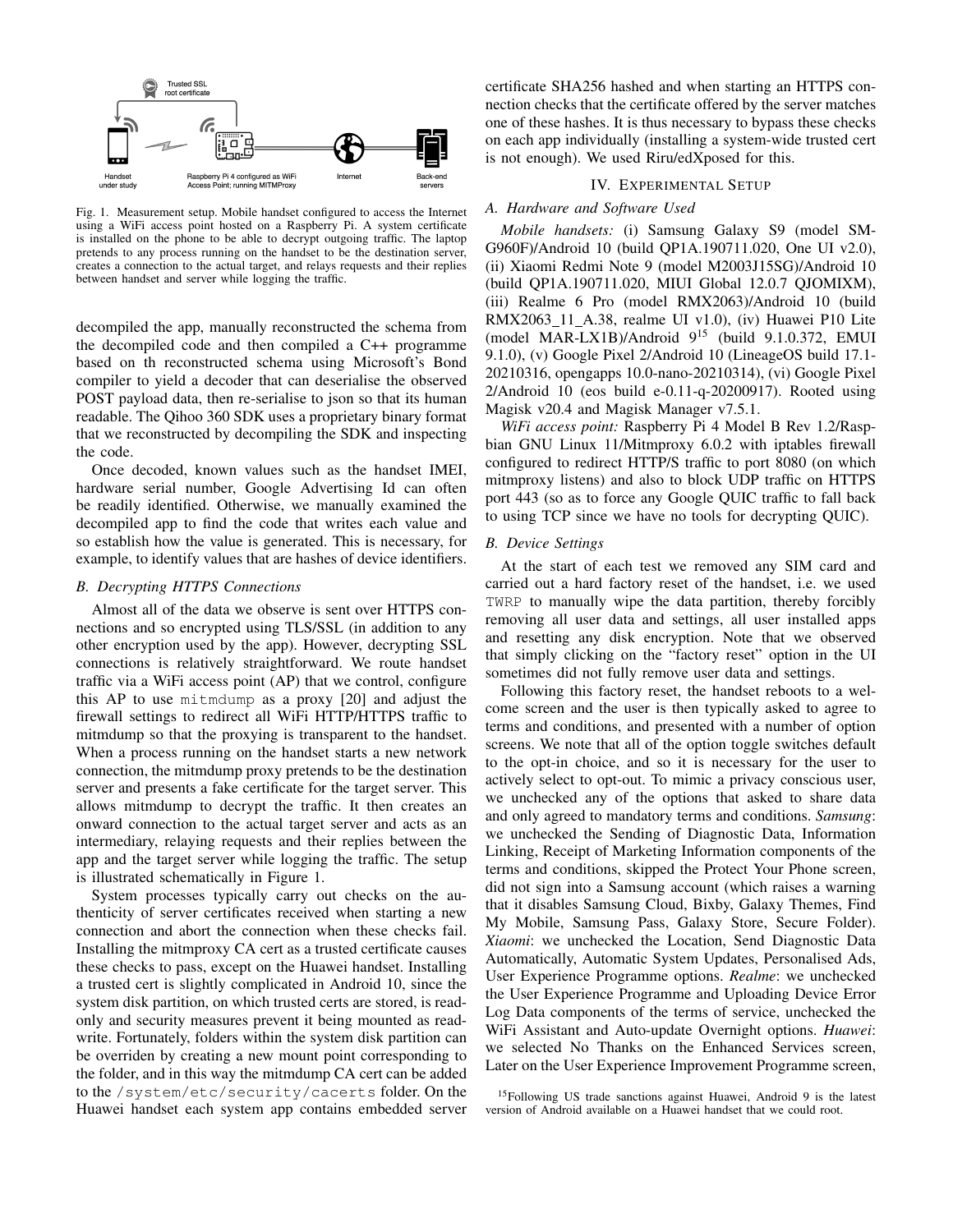Fig. 1. Measurement setup. Mobile handset configured to access the Internet using a WiFi access point hosted on a Raspberry Pi. A system certificate is installed on the phone to be able to decrypt outgoing traffic. The laptop pretends to any process running on the handset to be the destination server, creates a connection to the actual target, and relays requests and their replies between handset and server while logging the traffic.

decompiled the app, manually reconstructed the schema from the decompiled code and then compiled a C++ programme based on th reconstructed schema using Microsoft's Bond compiler to yield a decoder that can deserialise the observed POST payload data, then re-serialise to json so that its human readable. The Qihoo 360 SDK uses a proprietary binary format that we reconstructed by decompiling the SDK and inspecting the code.

Once decoded, known values such as the handset IMEI, hardware serial number, Google Advertising Id can often be readily identified. Otherwise, we manually examined the decompiled app to find the code that writes each value and so establish how the value is generated. This is necessary, for example, to identify values that are hashes of device identifiers.

### B. Decrypting HTTPS Connections

Almost all of the data we observe is sent over HTTPS connections and so encrypted using TLS/SSL (in addition to any other encryption used by the app). However, decrypting SSL connections is relatively straightforward. We route handset traffic via a WiFi access point (AP) that we control, configure this AP to use `mitmdump` as a proxy [20] and adjust the firewall settings to redirect all WiFi HTTP/HTTPS traffic to mitmdump so that the proxying is transparent to the handset. When a process running on the handset starts a new network connection, the mitmdump proxy pretends to be the destination server and presents a fake certificate for the target server. This allows mitmdump to decrypt the traffic. It then creates an onward connection to the actual target server and acts as an intermediary, relaying requests and their replies between the app and the target server while logging the traffic. The setup is illustrated schematically in Figure 1.

System processes typically carry out checks on the authenticity of server certificates received when starting a new connection and abort the connection when these checks fail. Installing the mitmproxy CA cert as a trusted certificate causes these checks to pass, except on the Huawei handset. Installing a trusted cert is slightly complicated in Android 10, since the system disk partition, on which trusted certs are stored, is read-only and security measures prevent it being mounted as read-write. Fortunately, folders within the system disk partition can be overriden by creating a new mount point corresponding to the folder, and in this way the mitmdump CA cert can be added to the `/system/etc/security/cacerts` folder. On the Huawei handset each system app contains embedded server certificate SHA256 hashed and when starting an HTTPS connection checks that the certificate offered by the server matches one of these hashes. It is thus necessary to bypass these checks on each app individually (installing a system-wide trusted cert is not enough). We used Riru/edXposed for this.

## IV. Experimental Setup

### A. Hardware and Software Used

*Mobile handsets:* (i) Samsung Galaxy S9 (model SM-G960F)/Android 10 (build QP1A.190711.020, One UI v2.0), (ii) Xiaomi Redmi Note 9 (model M2003J15SG)/Android 10 (build QP1A.190711.020, MIUI Global 12.0.7 QJOMIXM), (iii) Realme 6 Pro (model RMX2063)/Android 10 (build RMX2063_11_A.38, realme UI v1.0), (iv) Huawei P10 Lite (model MAR-LX1B)/Android 9[15] (build 9.1.0.372, EMUI 9.1.0), (v) Google Pixel 2/Android 10 (LineageOS build 17.1-20210316, opengapps 10.0-nano-20210314), (vi) Google Pixel 2/Android 10 (eos build e-0.11-q-20200917). Rooted using Magisk v20.4 and Magisk Manager v7.5.1.

*WiFi access point:* Raspberry Pi 4 Model B Rev 1.2/Raspbian GNU Linux 11/Mitmproxy 6.0.2 with iptables firewall configured to redirect HTTP/S traffic to port 8080 (on which mitmproxy listens) and also to block UDP traffic on HTTPS port 443 (so as to force any Google QUIC traffic to fall back to using TCP since we have no tools for decrypting QUIC).

### B. Device Settings

At the start of each test we removed any SIM card and carried out a hard factory reset of the handset, i.e. we used `TWRP` to manually wipe the data partition, thereby forcibly removing all user data and settings, all user installed apps and resetting any disk encryption. Note that we observed that simply clicking on the "factory reset" option in the UI sometimes did not fully remove user data and settings.

Following this factory reset, the handset reboots to a welcome screen and the user is then typically asked to agree to terms and conditions, and presented with a number of option screens. We note that all of the option toggle switches default to the opt-in choice, and so it is necessary for the user to actively select to opt-out. To mimic a privacy conscious user, we unchecked any of the options that asked to share data and only agreed to mandatory terms and conditions. *Samsung*: we unchecked the Sending of Diagnostic Data, Information Linking, Receipt of Marketing Information components of the terms and conditions, skipped the Protect Your Phone screen, did not sign into a Samsung account (which raises a warning that it disables Samsung Cloud, Bixby, Galaxy Themes, Find My Mobile, Samsung Pass, Galaxy Store, Secure Folder). *Xiaomi*: we unchecked the Location, Send Diagnostic Data Automatically, Automatic System Updates, Personalised Ads, User Experience Programme options. *Realme*: we unchecked the User Experience Programme and Uploading Device Error Log Data components of the terms of service, unchecked the WiFi Assistant and Auto-update Overnight options. *Huawei*: we selected No Thanks on the Enhanced Services screen, Later on the User Experience Improvement Programme screen,

[15]Following US trade sanctions against Huawei, Android 9 is the latest version of Android available on a Huawei handset that we could root.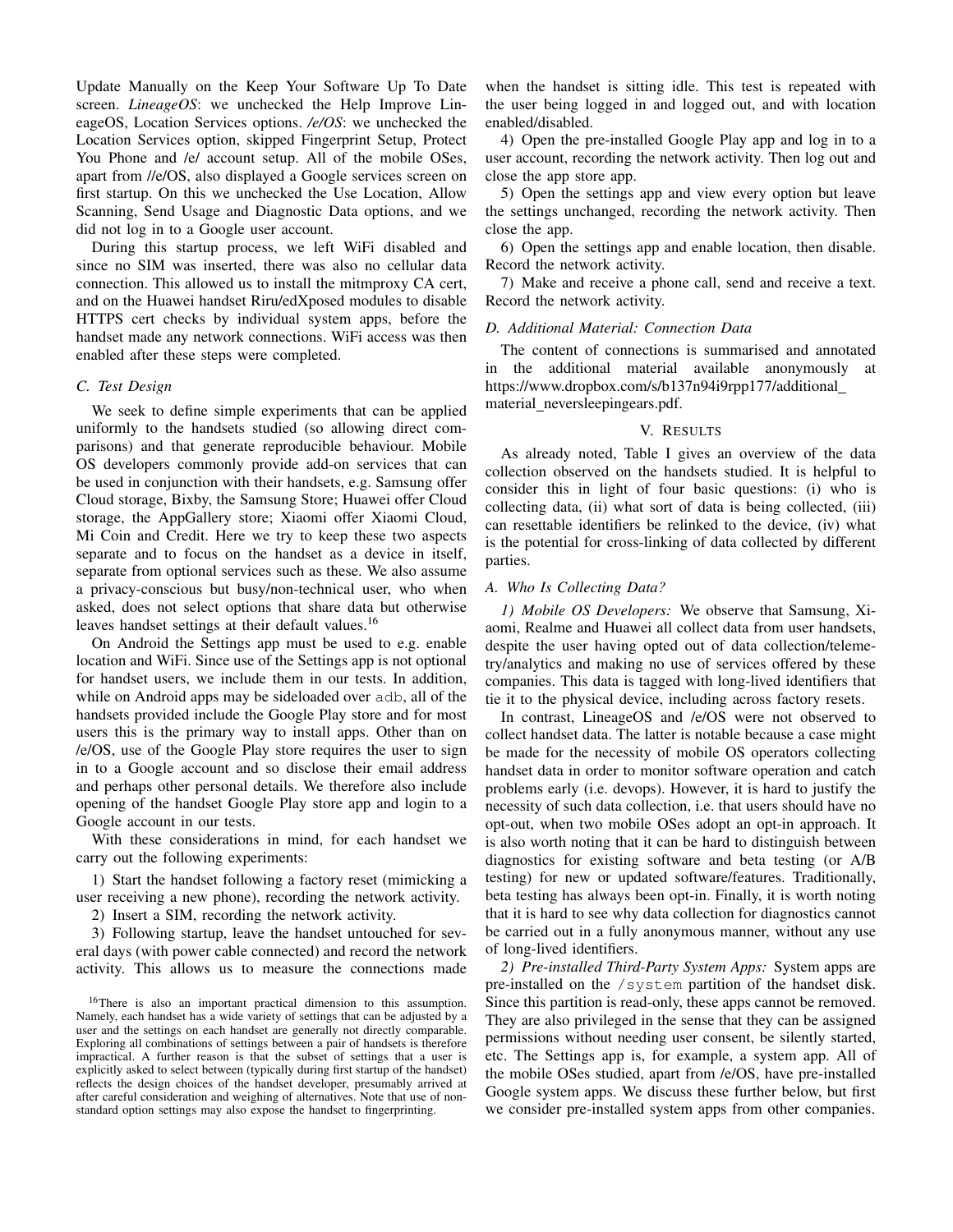Update Manually on the Keep Your Software Up To Date screen. *LineageOS*: we unchecked the Help Improve LineageOS, Location Services options. */e/OS*: we unchecked the Location Services option, skipped Fingerprint Setup, Protect You Phone and /e/ account setup. All of the mobile OSes, apart from //e/OS, also displayed a Google services screen on first startup. On this we unchecked the Use Location, Allow Scanning, Send Usage and Diagnostic Data options, and we did not log in to a Google user account.

During this startup process, we left WiFi disabled and since no SIM was inserted, there was also no cellular data connection. This allowed us to install the mitmproxy CA cert, and on the Huawei handset Riru/edXposed modules to disable HTTPS cert checks by individual system apps, before the handset made any network connections. WiFi access was then enabled after these steps were completed.

### C. Test Design

We seek to define simple experiments that can be applied uniformly to the handsets studied (so allowing direct comparisons) and that generate reproducible behaviour. Mobile OS developers commonly provide add-on services that can be used in conjunction with their handsets, e.g. Samsung offer Cloud storage, Bixby, the Samsung Store; Huawei offer Cloud storage, the AppGallery store; Xiaomi offer Xiaomi Cloud, Mi Coin and Credit. Here we try to keep these two aspects separate and to focus on the handset as a device in itself, separate from optional services such as these. We also assume a privacy-conscious but busy/non-technical user, who when asked, does not select options that share data but otherwise leaves handset settings at their default values.[16]

On Android the Settings app must be used to e.g. enable location and WiFi. Since use of the Settings app is not optional for handset users, we include them in our tests. In addition, while on Android apps may be sideloaded over `adb`, all of the handsets provided include the Google Play store and for most users this is the primary way to install apps. Other than on /e/OS, use of the Google Play store requires the user to sign in to a Google account and so disclose their email address and perhaps other personal details. We therefore also include opening of the handset Google Play store app and login to a Google account in our tests.

With these considerations in mind, for each handset we carry out the following experiments:

1) Start the handset following a factory reset (mimicking a user receiving a new phone), recording the network activity.

2) Insert a SIM, recording the network activity.

3) Following startup, leave the handset untouched for several days (with power cable connected) and record the network activity. This allows us to measure the connections made when the handset is sitting idle. This test is repeated with the user being logged in and logged out, and with location enabled/disabled.

4) Open the pre-installed Google Play app and log in to a user account, recording the network activity. Then log out and close the app store app.

5) Open the settings app and view every option but leave the settings unchanged, recording the network activity. Then close the app.

6) Open the settings app and enable location, then disable. Record the network activity.

7) Make and receive a phone call, send and receive a text. Record the network activity.

### D. Additional Material: Connection Data

The content of connections is summarised and annotated in the additional material available anonymously at https://www.dropbox.com/s/b137n94i9rpp177/additional_material_neversleepingears.pdf.

## V. Results

As already noted, Table I gives an overview of the data collection observed on the handsets studied. It is helpful to consider this in light of four basic questions: (i) who is collecting data, (ii) what sort of data is being collected, (iii) can resettable identifiers be relinked to the device, (iv) what is the potential for cross-linking of data collected by different parties.

### A. Who Is Collecting Data?

*1) Mobile OS Developers:* We observe that Samsung, Xiaomi, Realme and Huawei all collect data from user handsets, despite the user having opted out of data collection/telemetry/analytics and making no use of services offered by these companies. This data is tagged with long-lived identifiers that tie it to the physical device, including across factory resets.

In contrast, LineageOS and /e/OS were not observed to collect handset data. The latter is notable because a case might be made for the necessity of mobile OS operators collecting handset data in order to monitor software operation and catch problems early (i.e. devops). However, it is hard to justify the necessity of such data collection, i.e. that users should have no opt-out, when two mobile OSes adopt an opt-in approach. It is also worth noting that it can be hard to distinguish between diagnostics for existing software and beta testing (or A/B testing) for new or updated software/features. Traditionally, beta testing has always been opt-in. Finally, it is worth noting that it is hard to see why data collection for diagnostics cannot be carried out in a fully anonymous manner, without any use of long-lived identifiers.

*2) Pre-installed Third-Party System Apps:* System apps are pre-installed on the `/system` partition of the handset disk. Since this partition is read-only, these apps cannot be removed. They are also privileged in the sense that they can be assigned permissions without needing user consent, be silently started, etc. The Settings app is, for example, a system app. All of the mobile OSes studied, apart from /e/OS, have pre-installed Google system apps. We discuss these further below, but first we consider pre-installed system apps from other companies.

[16] There is also an important practical dimension to this assumption. Namely, each handset has a wide variety of settings that can be adjusted by a user and the settings on each handset are generally not directly comparable. Exploring all combinations of settings between a pair of handsets is therefore impractical. A further reason is that the subset of settings that a user is explicitly asked to select between (typically during first startup of the handset) reflects the design choices of the handset developer, presumably arrived at after careful consideration and weighing of alternatives. Note that use of non-standard option settings may also expose the handset to fingerprinting.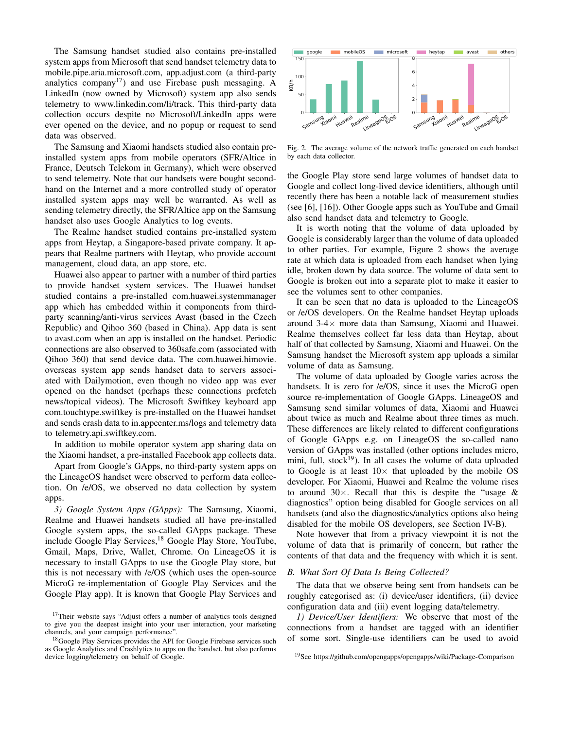The Samsung handset studied also contains pre-installed system apps from Microsoft that send handset telemetry data to mobile.pipe.aria.microsoft.com, app.adjust.com (a third-party analytics company[17]) and use Firebase push messaging. A LinkedIn (now owned by Microsoft) system app also sends telemetry to www.linkedin.com/li/track. This third-party data collection occurs despite no Microsoft/LinkedIn apps were ever opened on the device, and no popup or request to send data was observed.

The Samsung and Xiaomi handsets studied also contain pre-installed system apps from mobile operators (SFR/Altice in France, Deutsch Telekom in Germany), which were observed to send telemetry. Note that our handsets were bought second-hand on the Internet and a more controlled study of operator installed system apps may well be warranted. As well as sending telemetry directly, the SFR/Altice app on the Samsung handset also uses Google Analytics to log events.

The Realme handset studied contains pre-installed system apps from Heytap, a Singapore-based private company. It appears that Realme partners with Heytap, who provide account management, cloud data, an app store, etc.

Huawei also appear to partner with a number of third parties to provide handset system services. The Huawei handset studied contains a pre-installed com.huawei.systemmanager app which has embedded within it components from third-party scanning/anti-virus services Avast (based in the Czech Republic) and Qihoo 360 (based in China). App data is sent to avast.com when an app is installed on the handset. Periodic connections are also observed to 360safe.com (associated with Qihoo 360) that send device data. The com.huawei.himovie.overseas system app sends handset data to servers associated with Dailymotion, even though no video app was ever opened on the handset (perhaps these connections prefetch news/topical videos). The Microsoft Swiftkey keyboard app com.touchtype.swiftkey is pre-installed on the Huawei handset and sends crash data to in.appcenter.ms/logs and telemetry data to telemetry.api.swiftkey.com.

In addition to mobile operator system app sharing data on the Xiaomi handset, a pre-installed Facebook app collects data.

Apart from Google's GApps, no third-party system apps on the LineageOS handset were observed to perform data collection. On /e/OS, we observed no data collection by system apps.

*3) Google System Apps (GApps):* The Samsung, Xiaomi, Realme and Huawei handsets studied all have pre-installed Google system apps, the so-called GApps package. These include Google Play Services,[18] Google Play Store, YouTube, Gmail, Maps, Drive, Wallet, Chrome. On LineageOS it is necessary to install GApps to use the Google Play store, but this is not necessary with /e/OS (which uses the open-source MicroG re-implementation of Google Play Services and the Google Play app). It is known that Google Play Services and the Google Play store send large volumes of handset data to Google and collect long-lived device identifiers, although until recently there has been a notable lack of measurement studies (see [6], [16]). Other Google apps such as YouTube and Gmail also send handset data and telemetry to Google.

Fig. 2. The average volume of the network traffic generated on each handset by each data collector.

It is worth noting that the volume of data uploaded by Google is considerably larger than the volume of data uploaded to other parties. For example, Figure 2 shows the average rate at which data is uploaded from each handset when lying idle, broken down by data source. The volume of data sent to Google is broken out into a separate plot to make it easier to see the volumes sent to other companies.

It can be seen that no data is uploaded to the LineageOS or /e/OS developers. On the Realme handset Heytap uploads around 3-4× more data than Samsung, Xiaomi and Huawei. Realme themselves collect far less data than Heytap, about half of that collected by Samsung, Xiaomi and Huawei. On the Samsung handset the Microsoft system app uploads a similar volume of data as Samsung.

The volume of data uploaded by Google varies across the handsets. It is zero for /e/OS, since it uses the MicroG open source re-implementation of Google GApps. LineageOS and Samsung send similar volumes of data, Xiaomi and Huawei about twice as much and Realme about three times as much. These differences are likely related to different configurations of Google GApps e.g. on LineageOS the so-called nano version of GApps was installed (other options includes micro, mini, full, stock[19]). In all cases the volume of data uploaded to Google is at least 10× that uploaded by the mobile OS developer. For Xiaomi, Huawei and Realme the volume rises to around 30×. Recall that this is despite the "usage & diagnostics" option being disabled for Google services on all handsets (and also the diagnostics/analytics options also being disabled for the mobile OS developers, see Section IV-B).

Note however that from a privacy viewpoint it is not the volume of data that is primarily of concern, but rather the contents of that data and the frequency with which it is sent.

### B. What Sort Of Data Is Being Collected?

The data that we observe being sent from handsets can be roughly categorised as: (i) device/user identifiers, (ii) device configuration data and (iii) event logging data/telemetry.

*1) Device/User Identifiers:* We observe that most of the connections from a handset are tagged with an identifier of some sort. Single-use identifiers can be used to avoid

[17] Their website says "Adjust offers a number of analytics tools designed to give you the deepest insight into your user interaction, your marketing channels, and your campaign performance".

[18] Google Play Services provides the API for Google Firebase services such as Google Analytics and Crashlytics to apps on the handset, but also performs device logging/telemetry on behalf of Google.

[19] See https://github.com/opengapps/opengapps/wiki/Package-Comparison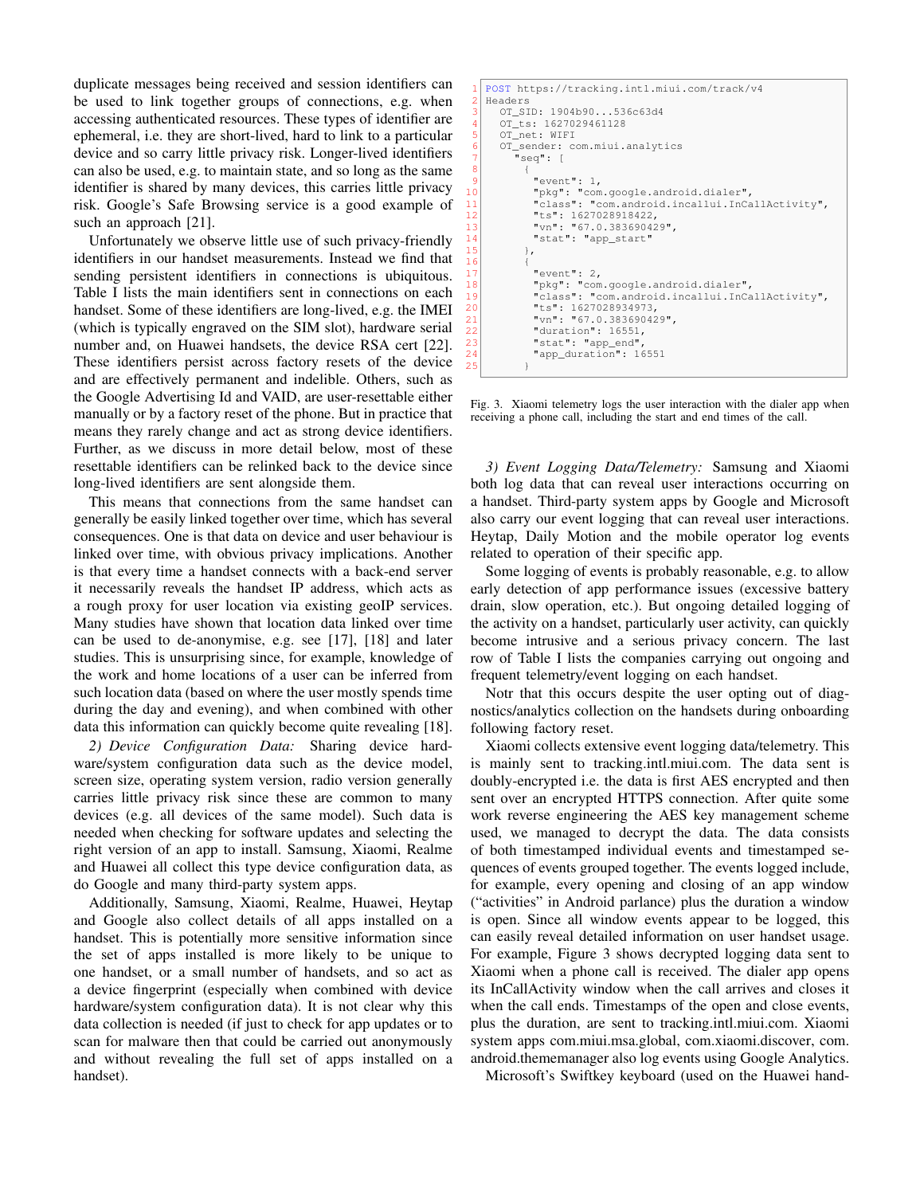duplicate messages being received and session identifiers can be used to link together groups of connections, e.g. when accessing authenticated resources. These types of identifier are ephemeral, i.e. they are short-lived, hard to link to a particular device and so carry little privacy risk. Longer-lived identifiers can also be used, e.g. to maintain state, and so long as the same identifier is shared by many devices, this carries little privacy risk. Google's Safe Browsing service is a good example of such an approach [21].

Unfortunately we observe little use of such privacy-friendly identifiers in our handset measurements. Instead we find that sending persistent identifiers in connections is ubiquitous. Table I lists the main identifiers sent in connections on each handset. Some of these identifiers are long-lived, e.g. the IMEI (which is typically engraved on the SIM slot), hardware serial number and, on Huawei handsets, the device RSA cert [22]. These identifiers persist across factory resets of the device and are effectively permanent and indelible. Others, such as the Google Advertising Id and VAID, are user-resettable either manually or by a factory reset of the phone. But in practice that means they rarely change and act as strong device identifiers. Further, as we discuss in more detail below, most of these resettable identifiers can be relinked back to the device since long-lived identifiers are sent alongside them.

This means that connections from the same handset can generally be easily linked together over time, which has several consequences. One is that data on device and user behaviour is linked over time, with obvious privacy implications. Another is that every time a handset connects with a back-end server it necessarily reveals the handset IP address, which acts as a rough proxy for user location via existing geoIP services. Many studies have shown that location data linked over time can be used to de-anonymise, e.g. see [17], [18] and later studies. This is unsurprising since, for example, knowledge of the work and home locations of a user can be inferred from such location data (based on where the user mostly spends time during the day and evening), and when combined with other data this information can quickly become quite revealing [18].

*2) Device Configuration Data:* Sharing device hardware/system configuration data such as the device model, screen size, operating system version, radio version generally carries little privacy risk since these are common to many devices (e.g. all devices of the same model). Such data is needed when checking for software updates and selecting the right version of an app to install. Samsung, Xiaomi, Realme and Huawei all collect this type device configuration data, as do Google and many third-party system apps.

Additionally, Samsung, Xiaomi, Realme, Huawei, Heytap and Google also collect details of all apps installed on a handset. This is potentially more sensitive information since the set of apps installed is more likely to be unique to one handset, or a small number of handsets, and so act as a device fingerprint (especially when combined with device hardware/system configuration data). It is not clear why this data collection is needed (if just to check for app updates or to scan for malware then that could be carried out anonymously and without revealing the full set of apps installed on a handset).

```
POST https://tracking.intl.miui.com/track/v4
Headers
   OT_SID: 1904b90...536c63d4
   OT_ts: 1627029461128
   OT_net: WIFI
   OT_sender: com.miui.analytics
     "seq": [
       {
         "event": 1,
         "pkg": "com.google.android.dialer",
         "class": "com.android.incallui.InCallActivity",
         "ts": 1627028918422,
         "vn": "67.0.383690429",
         "stat": "app_start"
       },
       {
         "event": 2,
         "pkg": "com.google.android.dialer",
         "class": "com.android.incallui.InCallActivity",
         "ts": 1627028934973,
         "vn": "67.0.383690429",
         "duration": 16551,
         "stat": "app_end",
         "app_duration": 16551
       }
```

Fig. 3. Xiaomi telemetry logs the user interaction with the dialer app when receiving a phone call, including the start and end times of the call.

*3) Event Logging Data/Telemetry:* Samsung and Xiaomi both log data that can reveal user interactions occurring on a handset. Third-party system apps by Google and Microsoft also carry our event logging that can reveal user interactions. Heytap, Daily Motion and the mobile operator log events related to operation of their specific app.

Some logging of events is probably reasonable, e.g. to allow early detection of app performance issues (excessive battery drain, slow operation, etc.). But ongoing detailed logging of the activity on a handset, particularly user activity, can quickly become intrusive and a serious privacy concern. The last row of Table I lists the companies carrying out ongoing and frequent telemetry/event logging on each handset.

Notr that this occurs despite the user opting out of diagnostics/analytics collection on the handsets during onboarding following factory reset.

Xiaomi collects extensive event logging data/telemetry. This is mainly sent to tracking.intl.miui.com. The data sent is doubly-encrypted i.e. the data is first AES encrypted and then sent over an encrypted HTTPS connection. After quite some work reverse engineering the AES key management scheme used, we managed to decrypt the data. The data consists of both timestamped individual events and timestamped sequences of events grouped together. The events logged include, for example, every opening and closing of an app window ("activities" in Android parlance) plus the duration a window is open. Since all window events appear to be logged, this can easily reveal detailed information on user handset usage. For example, Figure 3 shows decrypted logging data sent to Xiaomi when a phone call is received. The dialer app opens its InCallActivity window when the call arrives and closes it when the call ends. Timestamps of the open and close events, plus the duration, are sent to tracking.intl.miui.com. Xiaomi system apps com.miui.msa.global, com.xiaomi.discover, com.android.thememanager also log events using Google Analytics.

Microsoft's Swiftkey keyboard (used on the Huawei hand-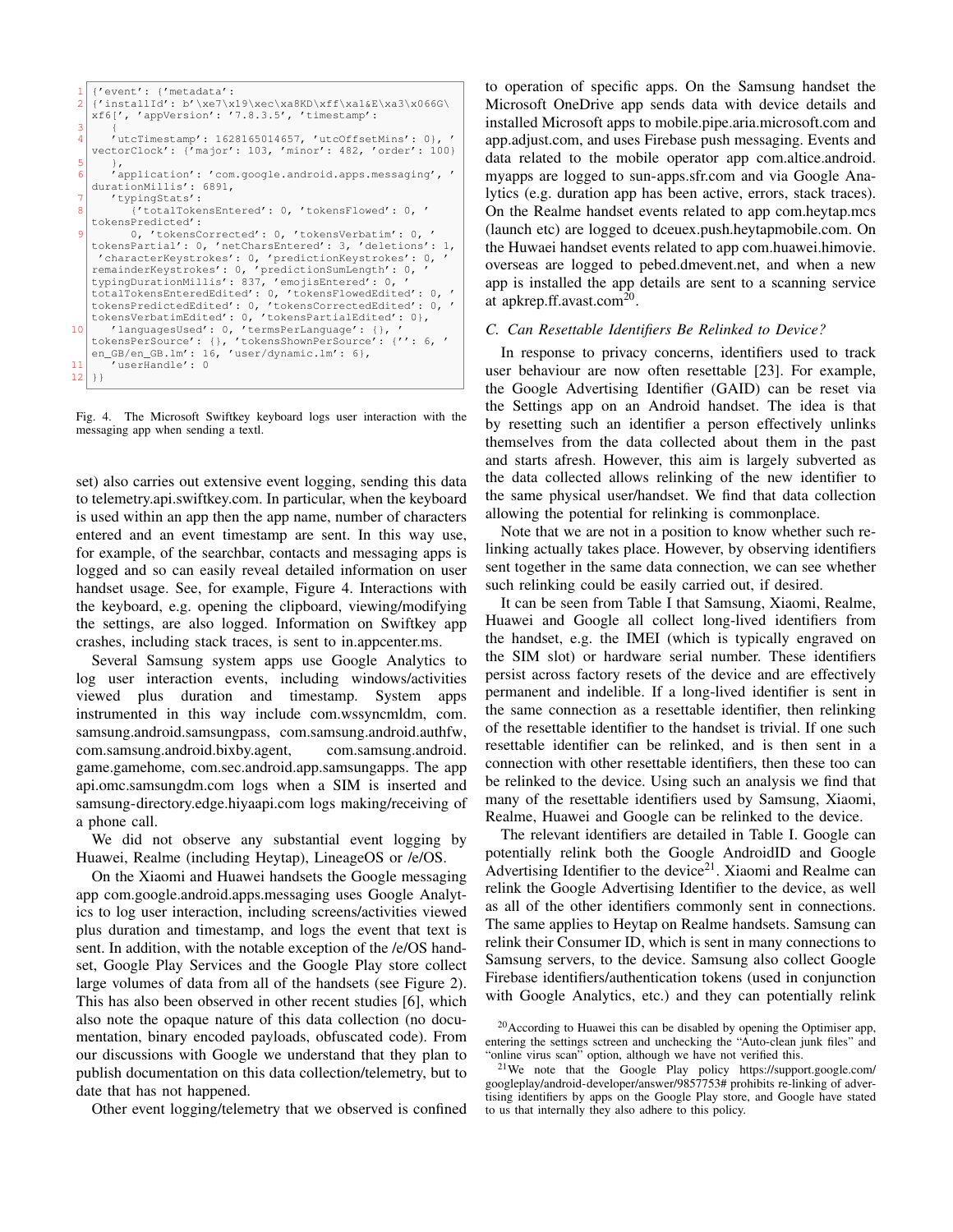```
{'event': {'metadata':
{'installId': b'\xe7\x19\xec\xa8KD\xff\xa1&E\xa3\x066G\
xf6[', 'appVersion': '7.8.3.5', 'timestamp':
   {
   'utcTimestamp': 1628165014657, 'utcOffsetMins': 0}, '
vectorClock': {'major': 103, 'minor': 482, 'order': 100}
   },
   'application': 'com.google.android.apps.messaging', '
durationMillis': 6891,
   'typingStats':
      {'totalTokensEntered': 0, 'tokensFlowed': 0, '
tokensPredicted':
      0, 'tokensCorrected': 0, 'tokensVerbatim': 0, '
tokensPartial': 0, 'netCharsEntered': 3, 'deletions': 1,
 'characterKeystrokes': 0, 'predictionKeystrokes': 0, '
remainderKeystrokes': 0, 'predictionSumLength': 0, '
typingDurationMillis': 837, 'emojisEntered': 0, '
totalTokensEnteredEdited': 0, 'tokensFlowedEdited': 0, '
tokensPredictedEdited': 0, 'tokensCorrectedEdited': 0, '
tokensVerbatimEdited': 0, 'tokensPartialEdited': 0},
   'languagesUsed': 0, 'termsPerLanguage': {}, '
tokensPerSource': {}, 'tokensShownPerSource': {'': 6, '
en_GB/en_GB.lm': 16, 'user/dynamic.lm': 6},
   'userHandle': 0
}}
```

Fig. 4. The Microsoft Swiftkey keyboard logs user interaction with the messaging app when sending a textl.

set) also carries out extensive event logging, sending this data to telemetry.api.swiftkey.com. In particular, when the keyboard is used within an app then the app name, number of characters entered and an event timestamp are sent. In this way use, for example, of the searchbar, contacts and messaging apps is logged and so can easily reveal detailed information on user handset usage. See, for example, Figure 4. Interactions with the keyboard, e.g. opening the clipboard, viewing/modifying the settings, are also logged. Information on Swiftkey app crashes, including stack traces, is sent to in.appcenter.ms.

Several Samsung system apps use Google Analytics to log user interaction events, including windows/activities viewed plus duration and timestamp. System apps instrumented in this way include com.wssyncmldm, com.samsung.android.samsungpass, com.samsung.android.authfw, com.samsung.android.bixby.agent, com.samsung.android.game.gamehome, com.sec.android.app.samsungapps. The app api.omc.samsungdm.com logs when a SIM is inserted and samsung-directory.edge.hiyaapi.com logs making/receiving of a phone call.

We did not observe any substantial event logging by Huawei, Realme (including Heytap), LineageOS or /e/OS.

On the Xiaomi and Huawei handsets the Google messaging app com.google.android.apps.messaging uses Google Analytics to log user interaction, including screens/activities viewed plus duration and timestamp, and logs the event that text is sent. In addition, with the notable exception of the /e/OS handset, Google Play Services and the Google Play store collect large volumes of data from all of the handsets (see Figure 2). This has also been observed in other recent studies [6], which also note the opaque nature of this data collection (no documentation, binary encoded payloads, obfuscated code). From our discussions with Google we understand that they plan to publish documentation on this data collection/telemetry, but to date that has not happened.

Other event logging/telemetry that we observed is confined to operation of specific apps. On the Samsung handset the Microsoft OneDrive app sends data with device details and installed Microsoft apps to mobile.pipe.aria.microsoft.com and app.adjust.com, and uses Firebase push messaging. Events and data related to the mobile operator app com.altice.android.myapps are logged to sun-apps.sfr.com and via Google Analytics (e.g. duration app has been active, errors, stack traces). On the Realme handset events related to app com.heytap.mcs (launch etc) are logged to dceuex.push.heytapmobile.com. On the Huwaei handset events related to app com.huawei.himovie.overseas are logged to pebed.dmevent.net, and when a new app is installed the app details are sent to a scanning service at apkrep.ff.avast.com[20].

### C. Can Resettable Identifiers Be Relinked to Device?

In response to privacy concerns, identifiers used to track user behaviour are now often resettable [23]. For example, the Google Advertising Identifier (GAID) can be reset via the Settings app on an Android handset. The idea is that by resetting such an identifier a person effectively unlinks themselves from the data collected about them in the past and starts afresh. However, this aim is largely subverted as the data collected allows relinking of the new identifier to the same physical user/handset. We find that data collection allowing the potential for relinking is commonplace.

Note that we are not in a position to know whether such relinking actually takes place. However, by observing identifiers sent together in the same data connection, we can see whether such relinking could be easily carried out, if desired.

It can be seen from Table I that Samsung, Xiaomi, Realme, Huawei and Google all collect long-lived identifiers from the handset, e.g. the IMEI (which is typically engraved on the SIM slot) or hardware serial number. These identifiers persist across factory resets of the device and are effectively permanent and indelible. If a long-lived identifier is sent in the same connection as a resettable identifier, then relinking of the resettable identifier to the handset is trivial. If one such resettable identifier can be relinked, and is then sent in a connection with other resettable identifiers, then these too can be relinked to the device. Using such an analysis we find that many of the resettable identifiers used by Samsung, Xiaomi, Realme, Huawei and Google can be relinked to the device.

The relevant identifiers are detailed in Table I. Google can potentially relink both the Google AndroidID and Google Advertising Identifier to the device[21]. Xiaomi and Realme can relink the Google Advertising Identifier to the device, as well as all of the other identifiers commonly sent in connections. The same applies to Heytap on Realme handsets. Samsung can relink their Consumer ID, which is sent in many connections to Samsung servers, to the device. Samsung also collect Google Firebase identifiers/authentication tokens (used in conjunction with Google Analytics, etc.) and they can potentially relink

[20]According to Huawei this can be disabled by opening the Optimiser app, entering the settings sctreen and unchecking the "Auto-clean junk files" and "online virus scan" option, although we have not verified this.

[21]We note that the Google Play policy https://support.google.com/googleplay/android-developer/answer/9857753# prohibits re-linking of advertising identifiers by apps on the Google Play store, and Google have stated to us that internally they also adhere to this policy.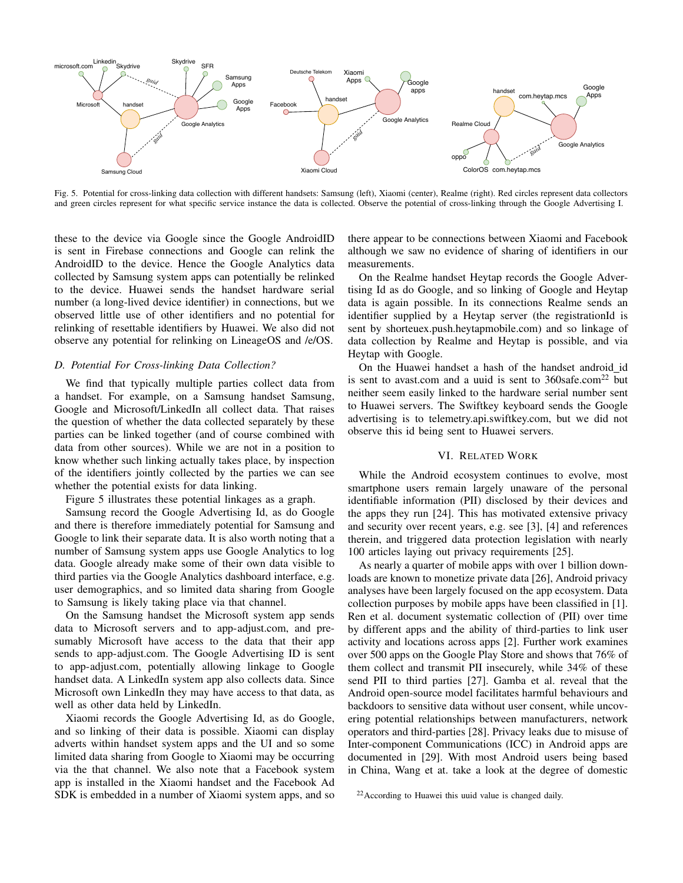Fig. 5. Potential for cross-linking data collection with different handsets: Samsung (left), Xiaomi (center), Realme (right). Red circles represent data collectors and green circles represent for what specific service instance the data is collected. Observe the potential of cross-linking through the Google Advertising I.

these to the device via Google since the Google AndroidID is sent in Firebase connections and Google can relink the AndroidID to the device. Hence the Google Analytics data collected by Samsung system apps can potentially be relinked to the device. Huawei sends the handset hardware serial number (a long-lived device identifier) in connections, but we observed little use of other identifiers and no potential for relinking of resettable identifiers by Huawei. We also did not observe any potential for relinking on LineageOS and /e/OS.

### *D. Potential For Cross-linking Data Collection?*

We find that typically multiple parties collect data from a handset. For example, on a Samsung handset Samsung, Google and Microsoft/LinkedIn all collect data. That raises the question of whether the data collected separately by these parties can be linked together (and of course combined with data from other sources). While we are not in a position to know whether such linking actually takes place, by inspection of the identifiers jointly collected by the parties we can see whether the potential exists for data linking.

Figure 5 illustrates these potential linkages as a graph.

Samsung record the Google Advertising Id, as do Google and there is therefore immediately potential for Samsung and Google to link their separate data. It is also worth noting that a number of Samsung system apps use Google Analytics to log data. Google already make some of their own data visible to third parties via the Google Analytics dashboard interface, e.g. user demographics, and so limited data sharing from Google to Samsung is likely taking place via that channel.

On the Samsung handset the Microsoft system app sends data to Microsoft servers and to app-adjust.com, and presumably Microsoft have access to the data that their app sends to app-adjust.com. The Google Advertising ID is sent to app-adjust.com, potentially allowing linkage to Google handset data. A LinkedIn system app also collects data. Since Microsoft own LinkedIn they may have access to that data, as well as other data held by LinkedIn.

Xiaomi records the Google Advertising Id, as do Google, and so linking of their data is possible. Xiaomi can display adverts within handset system apps and the UI and so some limited data sharing from Google to Xiaomi may be occurring via the that channel. We also note that a Facebook system app is installed in the Xiaomi handset and the Facebook Ad SDK is embedded in a number of Xiaomi system apps, and so there appear to be connections between Xiaomi and Facebook although we saw no evidence of sharing of identifiers in our measurements.

On the Realme handset Heytap records the Google Advertising Id as do Google, and so linking of Google and Heytap data is again possible. In its connections Realme sends an identifier supplied by a Heytap server (the registrationId is sent by shorteuex.push.heytapmobile.com) and so linkage of data collection by Realme and Heytap is possible, and via Heytap with Google.

On the Huawei handset a hash of the handset android_id is sent to avast.com and a uuid is sent to 360safe.com[22] but neither seem easily linked to the hardware serial number sent to Huawei servers. The Swiftkey keyboard sends the Google advertising is to telemetry.api.swiftkey.com, but we did not observe this id being sent to Huawei servers.

## VI. Related Work

While the Android ecosystem continues to evolve, most smartphone users remain largely unaware of the personal identifiable information (PII) disclosed by their devices and the apps they run [24]. This has motivated extensive privacy and security over recent years, e.g. see [3], [4] and references therein, and triggered data protection legislation with nearly 100 articles laying out privacy requirements [25].

As nearly a quarter of mobile apps with over 1 billion downloads are known to monetize private data [26], Android privacy analyses have been largely focused on the app ecosystem. Data collection purposes by mobile apps have been classified in [1]. Ren et al. document systematic collection of (PII) over time by different apps and the ability of third-parties to link user activity and locations across apps [2]. Further work examines over 500 apps on the Google Play Store and shows that 76% of them collect and transmit PII insecurely, while 34% of these send PII to third parties [27]. Gamba et al. reveal that the Android open-source model facilitates harmful behaviours and backdoors to sensitive data without user consent, while uncovering potential relationships between manufacturers, network operators and third-parties [28]. Privacy leaks due to misuse of Inter-component Communications (ICC) in Android apps are documented in [29]. With most Android users being based in China, Wang et at. take a look at the degree of domestic

[22] According to Huawei this uuid value is changed daily.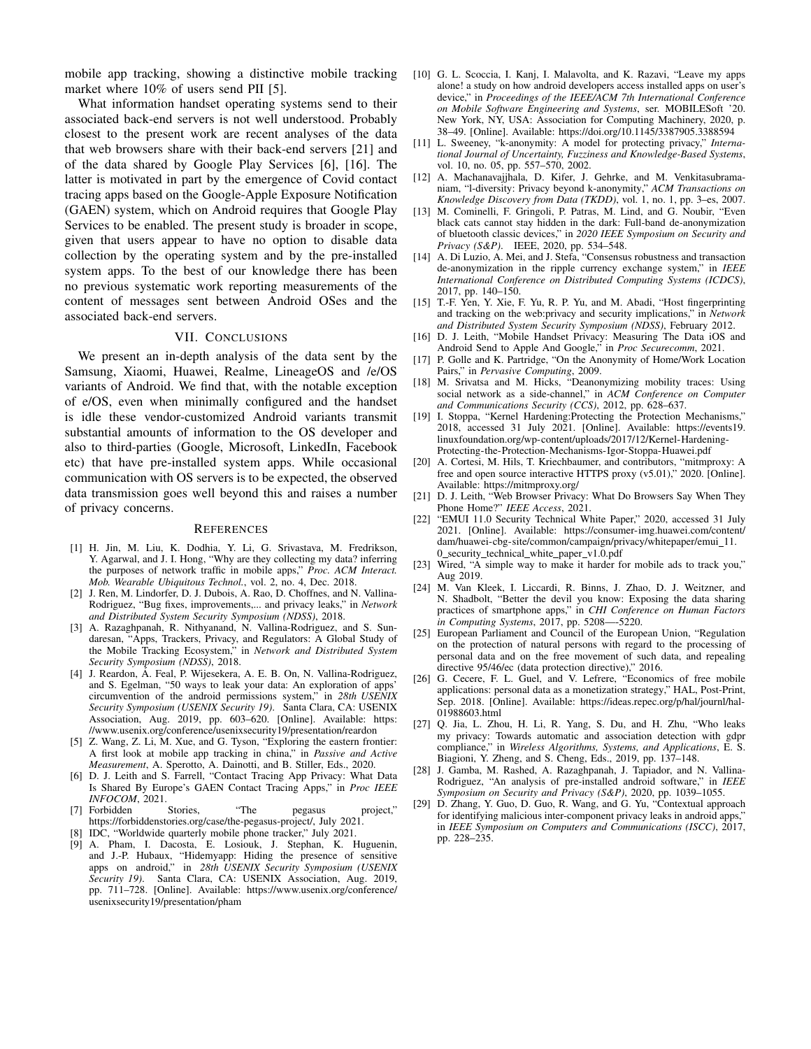mobile app tracking, showing a distinctive mobile tracking market where 10% of users send PII [5].

What information handset operating systems send to their associated back-end servers is not well understood. Probably closest to the present work are recent analyses of the data that web browsers share with their back-end servers [21] and of the data shared by Google Play Services [6], [16]. The latter is motivated in part by the emergence of Covid contact tracing apps based on the Google-Apple Exposure Notification (GAEN) system, which on Android requires that Google Play Services to be enabled. The present study is broader in scope, given that users appear to have no option to disable data collection by the operating system and by the pre-installed system apps. To the best of our knowledge there has been no previous systematic work reporting measurements of the content of messages sent between Android OSes and the associated back-end servers.

## VII. Conclusions

We present an in-depth analysis of the data sent by the Samsung, Xiaomi, Huawei, Realme, LineageOS and /e/OS variants of Android. We find that, with the notable exception of e/OS, even when minimally configured and the handset is idle these vendor-customized Android variants transmit substantial amounts of information to the OS developer and also to third-parties (Google, Microsoft, LinkedIn, Facebook etc) that have pre-installed system apps. While occasional communication with OS servers is to be expected, the observed data transmission goes well beyond this and raises a number of privacy concerns.

## References

[1] H. Jin, M. Liu, K. Dodhia, Y. Li, G. Srivastava, M. Fredrikson, Y. Agarwal, and J. I. Hong, "Why are they collecting my data? inferring the purposes of network traffic in mobile apps," *Proc. ACM Interact. Mob. Wearable Ubiquitous Technol.*, vol. 2, no. 4, Dec. 2018.

[2] J. Ren, M. Lindorfer, D. J. Dubois, A. Rao, D. Choffnes, and N. Vallina-Rodriguez, "Bug fixes, improvements,... and privacy leaks," in *Network and Distributed System Security Symposium (NDSS)*, 2018.

[3] A. Razaghpanah, R. Nithyanand, N. Vallina-Rodriguez, and S. Sundaresan, "Apps, Trackers, Privacy, and Regulators: A Global Study of the Mobile Tracking Ecosystem," in *Network and Distributed System Security Symposium (NDSS)*, 2018.

[4] J. Reardon, Á. Feal, P. Wijesekera, A. E. B. On, N. Vallina-Rodriguez, and S. Egelman, "50 ways to leak your data: An exploration of apps' circumvention of the android permissions system," in *28th USENIX Security Symposium (USENIX Security 19)*. Santa Clara, CA: USENIX Association, Aug. 2019, pp. 603–620. [Online]. Available: https://www.usenix.org/conference/usenixsecurity19/presentation/reardon

[5] Z. Wang, Z. Li, M. Xue, and G. Tyson, "Exploring the eastern frontier: A first look at mobile app tracking in china," in *Passive and Active Measurement*, A. Sperotto, A. Dainotti, and B. Stiller, Eds., 2020.

[6] D. J. Leith and S. Farrell, "Contact Tracing App Privacy: What Data Is Shared By Europe's GAEN Contact Tracing Apps," in *Proc IEEE INFOCOM*, 2021.

[7] Forbidden Stories, "The pegasus project," https://forbiddenstories.com/case/the-pegasus-project/, July 2021.

[8] IDC, "Worldwide quarterly mobile phone tracker," July 2021.

[9] A. Pham, I. Dacosta, E. Losiouk, J. Stephan, K. Huguenin, and J.-P. Hubaux, "Hidemyapp: Hiding the presence of sensitive apps on android," in *28th USENIX Security Symposium (USENIX Security 19)*. Santa Clara, CA: USENIX Association, Aug. 2019, pp. 711–728. [Online]. Available: https://www.usenix.org/conference/usenixsecurity19/presentation/pham

[10] G. L. Scoccia, I. Kanj, I. Malavolta, and K. Razavi, "Leave my apps alone! a study on how android developers access installed apps on user's device," in *Proceedings of the IEEE/ACM 7th International Conference on Mobile Software Engineering and Systems*, ser. MOBILESoft '20. New York, NY, USA: Association for Computing Machinery, 2020, p. 38–49. [Online]. Available: https://doi.org/10.1145/3387905.3388594

[11] L. Sweeney, "k-anonymity: A model for protecting privacy," *International Journal of Uncertainty, Fuzziness and Knowledge-Based Systems*, vol. 10, no. 05, pp. 557–570, 2002.

[12] A. Machanavajjhala, D. Kifer, J. Gehrke, and M. Venkitasubramaniam, "l-diversity: Privacy beyond k-anonymity," *ACM Transactions on Knowledge Discovery from Data (TKDD)*, vol. 1, no. 1, pp. 3–es, 2007.

[13] M. Cominelli, F. Gringoli, P. Patras, M. Lind, and G. Noubir, "Even black cats cannot stay hidden in the dark: Full-band de-anonymization of bluetooth classic devices," in *2020 IEEE Symposium on Security and Privacy (S&P)*. IEEE, 2020, pp. 534–548.

[14] A. Di Luzio, A. Mei, and J. Stefa, "Consensus robustness and transaction de-anonymization in the ripple currency exchange system," in *IEEE International Conference on Distributed Computing Systems (ICDCS)*, 2017, pp. 140–150.

[15] T.-F. Yen, Y. Xie, F. Yu, R. P. Yu, and M. Abadi, "Host fingerprinting and tracking on the web:privacy and security implications," in *Network and Distributed System Security Symposium (NDSS)*, February 2012.

[16] D. J. Leith, "Mobile Handset Privacy: Measuring The Data iOS and Android Send to Apple And Google," in *Proc Securecomm*, 2021.

[17] P. Golle and K. Partridge, "On the Anonymity of Home/Work Location Pairs," in *Pervasive Computing*, 2009.

[18] M. Srivatsa and M. Hicks, "Deanonymizing mobility traces: Using social network as a side-channel," in *ACM Conference on Computer and Communications Security (CCS)*, 2012, pp. 628–637.

[19] I. Stoppa, "Kernel Hardening:Protecting the Protection Mechanisms," 2018, accessed 31 July 2021. [Online]. Available: https://events19.linuxfoundation.org/wp-content/uploads/2017/12/Kernel-Hardening-Protecting-the-Protection-Mechanisms-Igor-Stoppa-Huawei.pdf

[20] A. Cortesi, M. Hils, T. Kriechbaumer, and contributors, "mitmproxy: A free and open source interactive HTTPS proxy (v5.01)," 2020. [Online]. Available: https://mitmproxy.org/

[21] D. J. Leith, "Web Browser Privacy: What Do Browsers Say When They Phone Home?" *IEEE Access*, 2021.

[22] "EMUI 11.0 Security Technical White Paper," 2020, accessed 31 July 2021. [Online]. Available: https://consumer-img.huawei.com/content/dam/huawei-cbg-site/common/campaign/privacy/whitepaper/emui_11.0_security_technical_white_paper_v1.0.pdf

[23] Wired, "A simple way to make it harder for mobile ads to track you," Aug 2019.

[24] M. Van Kleek, I. Liccardi, R. Binns, J. Zhao, D. J. Weitzner, and N. Shadbolt, "Better the devil you know: Exposing the data sharing practices of smartphone apps," in *CHI Conference on Human Factors in Computing Systems*, 2017, pp. 5208—-5220.

[25] European Parliament and Council of the European Union, "Regulation on the protection of natural persons with regard to the processing of personal data and on the free movement of such data, and repealing directive 95/46/ec (data protection directive)," 2016.

[26] G. Cecere, F. L. Guel, and V. Lefrere, "Economics of free mobile applications: personal data as a monetization strategy," HAL, Post-Print, Sep. 2018. [Online]. Available: https://ideas.repec.org/p/hal/journl/hal-01988603.html

[27] Q. Jia, L. Zhou, H. Li, R. Yang, S. Du, and H. Zhu, "Who leaks my privacy: Towards automatic and association detection with gdpr compliance," in *Wireless Algorithms, Systems, and Applications*, E. S. Biagioni, Y. Zheng, and S. Cheng, Eds., 2019, pp. 137–148.

[28] J. Gamba, M. Rashed, A. Razaghpanah, J. Tapiador, and N. Vallina-Rodriguez, "An analysis of pre-installed android software," in *IEEE Symposium on Security and Privacy (S&P)*, 2020, pp. 1039–1055.

[29] D. Zhang, Y. Guo, D. Guo, R. Wang, and G. Yu, "Contextual approach for identifying malicious inter-component privacy leaks in android apps," in *IEEE Symposium on Computers and Communications (ISCC)*, 2017, pp. 228–235.